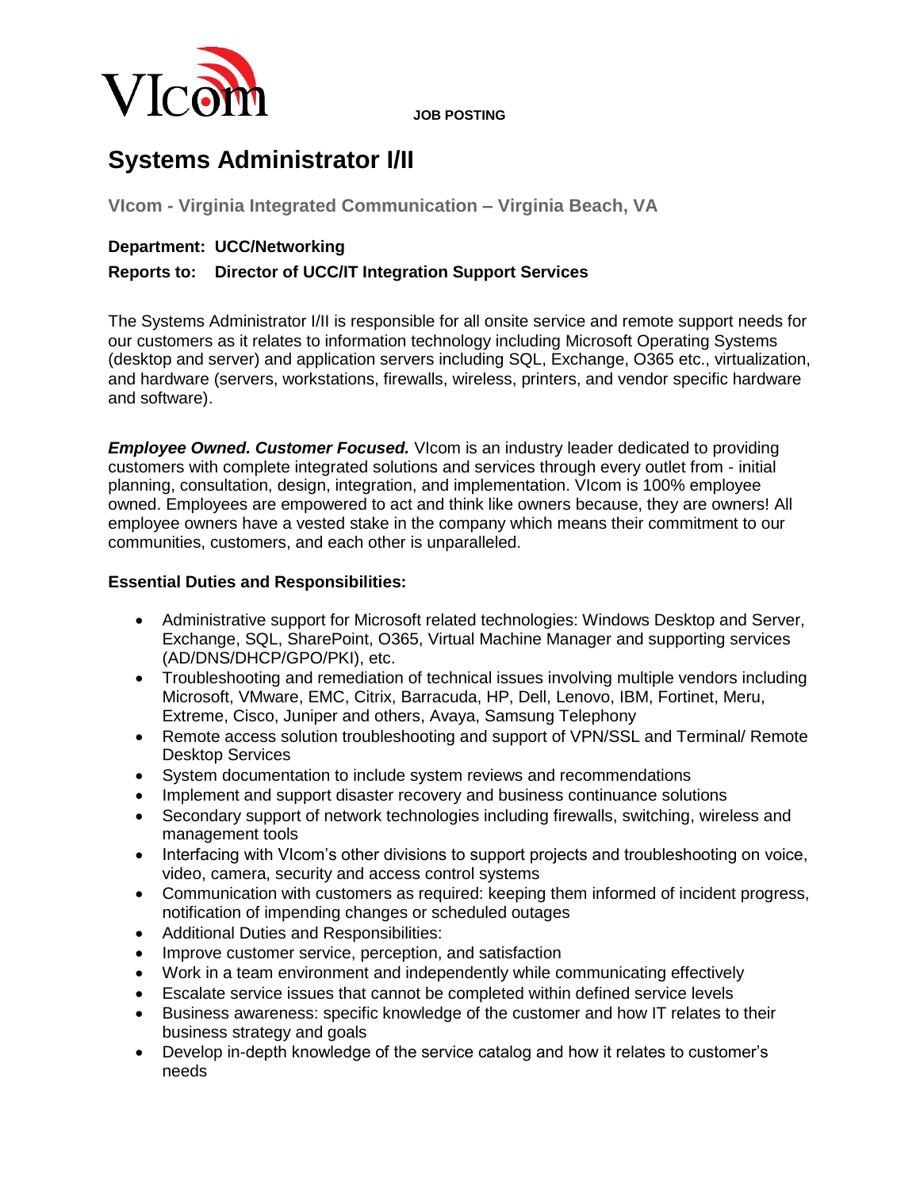JOB POSTING

# Systems Administrator I/II

**VIcom - Virginia Integrated Communication – Virginia Beach, VA**

**Department: UCC/Networking**

**Reports to: Director of UCC/IT Integration Support Services**

The Systems Administrator I/II is responsible for all onsite service and remote support needs for our customers as it relates to information technology including Microsoft Operating Systems (desktop and server) and application servers including SQL, Exchange, O365 etc., virtualization, and hardware (servers, workstations, firewalls, wireless, printers, and vendor specific hardware and software).

***Employee Owned. Customer Focused.*** VIcom is an industry leader dedicated to providing customers with complete integrated solutions and services through every outlet from - initial planning, consultation, design, integration, and implementation. VIcom is 100% employee owned. Employees are empowered to act and think like owners because, they are owners! All employee owners have a vested stake in the company which means their commitment to our communities, customers, and each other is unparalleled.

**Essential Duties and Responsibilities:**

- Administrative support for Microsoft related technologies: Windows Desktop and Server, Exchange, SQL, SharePoint, O365, Virtual Machine Manager and supporting services (AD/DNS/DHCP/GPO/PKI), etc.
- Troubleshooting and remediation of technical issues involving multiple vendors including Microsoft, VMware, EMC, Citrix, Barracuda, HP, Dell, Lenovo, IBM, Fortinet, Meru, Extreme, Cisco, Juniper and others, Avaya, Samsung Telephony
- Remote access solution troubleshooting and support of VPN/SSL and Terminal/ Remote Desktop Services
- System documentation to include system reviews and recommendations
- Implement and support disaster recovery and business continuance solutions
- Secondary support of network technologies including firewalls, switching, wireless and management tools
- Interfacing with VIcom's other divisions to support projects and troubleshooting on voice, video, camera, security and access control systems
- Communication with customers as required: keeping them informed of incident progress, notification of impending changes or scheduled outages
- Additional Duties and Responsibilities:
- Improve customer service, perception, and satisfaction
- Work in a team environment and independently while communicating effectively
- Escalate service issues that cannot be completed within defined service levels
- Business awareness: specific knowledge of the customer and how IT relates to their business strategy and goals
- Develop in-depth knowledge of the service catalog and how it relates to customer's needs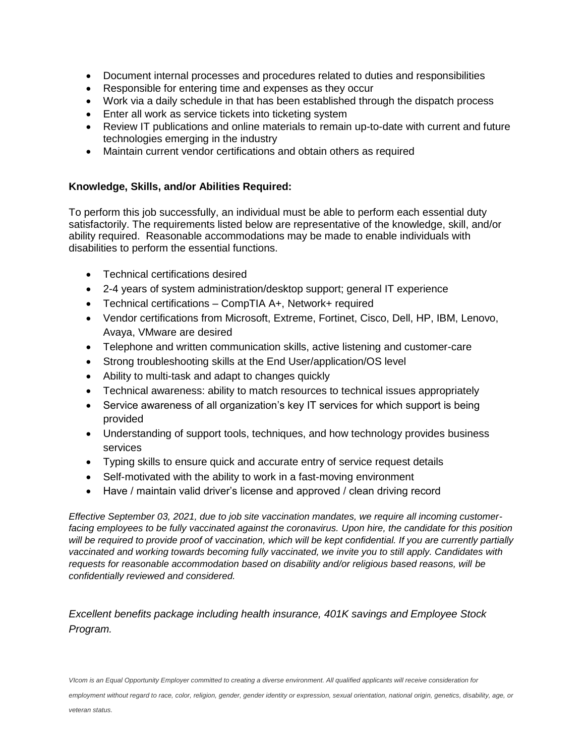- Document internal processes and procedures related to duties and responsibilities
- Responsible for entering time and expenses as they occur
- Work via a daily schedule in that has been established through the dispatch process
- Enter all work as service tickets into ticketing system
- Review IT publications and online materials to remain up-to-date with current and future technologies emerging in the industry
- Maintain current vendor certifications and obtain others as required

**Knowledge, Skills, and/or Abilities Required:**

To perform this job successfully, an individual must be able to perform each essential duty satisfactorily. The requirements listed below are representative of the knowledge, skill, and/or ability required. Reasonable accommodations may be made to enable individuals with disabilities to perform the essential functions.

- Technical certifications desired
- 2-4 years of system administration/desktop support; general IT experience
- Technical certifications – CompTIA A+, Network+ required
- Vendor certifications from Microsoft, Extreme, Fortinet, Cisco, Dell, HP, IBM, Lenovo, Avaya, VMware are desired
- Telephone and written communication skills, active listening and customer-care
- Strong troubleshooting skills at the End User/application/OS level
- Ability to multi-task and adapt to changes quickly
- Technical awareness: ability to match resources to technical issues appropriately
- Service awareness of all organization's key IT services for which support is being provided
- Understanding of support tools, techniques, and how technology provides business services
- Typing skills to ensure quick and accurate entry of service request details
- Self-motivated with the ability to work in a fast-moving environment
- Have / maintain valid driver's license and approved / clean driving record

*Effective September 03, 2021, due to job site vaccination mandates, we require all incoming customer-facing employees to be fully vaccinated against the coronavirus. Upon hire, the candidate for this position will be required to provide proof of vaccination, which will be kept confidential. If you are currently partially vaccinated and working towards becoming fully vaccinated, we invite you to still apply. Candidates with requests for reasonable accommodation based on disability and/or religious based reasons, will be confidentially reviewed and considered.*

*Excellent benefits package including health insurance, 401K savings and Employee Stock Program.*

*VIcom is an Equal Opportunity Employer committed to creating a diverse environment. All qualified applicants will receive consideration for employment without regard to race, color, religion, gender, gender identity or expression, sexual orientation, national origin, genetics, disability, age, or veteran status.*